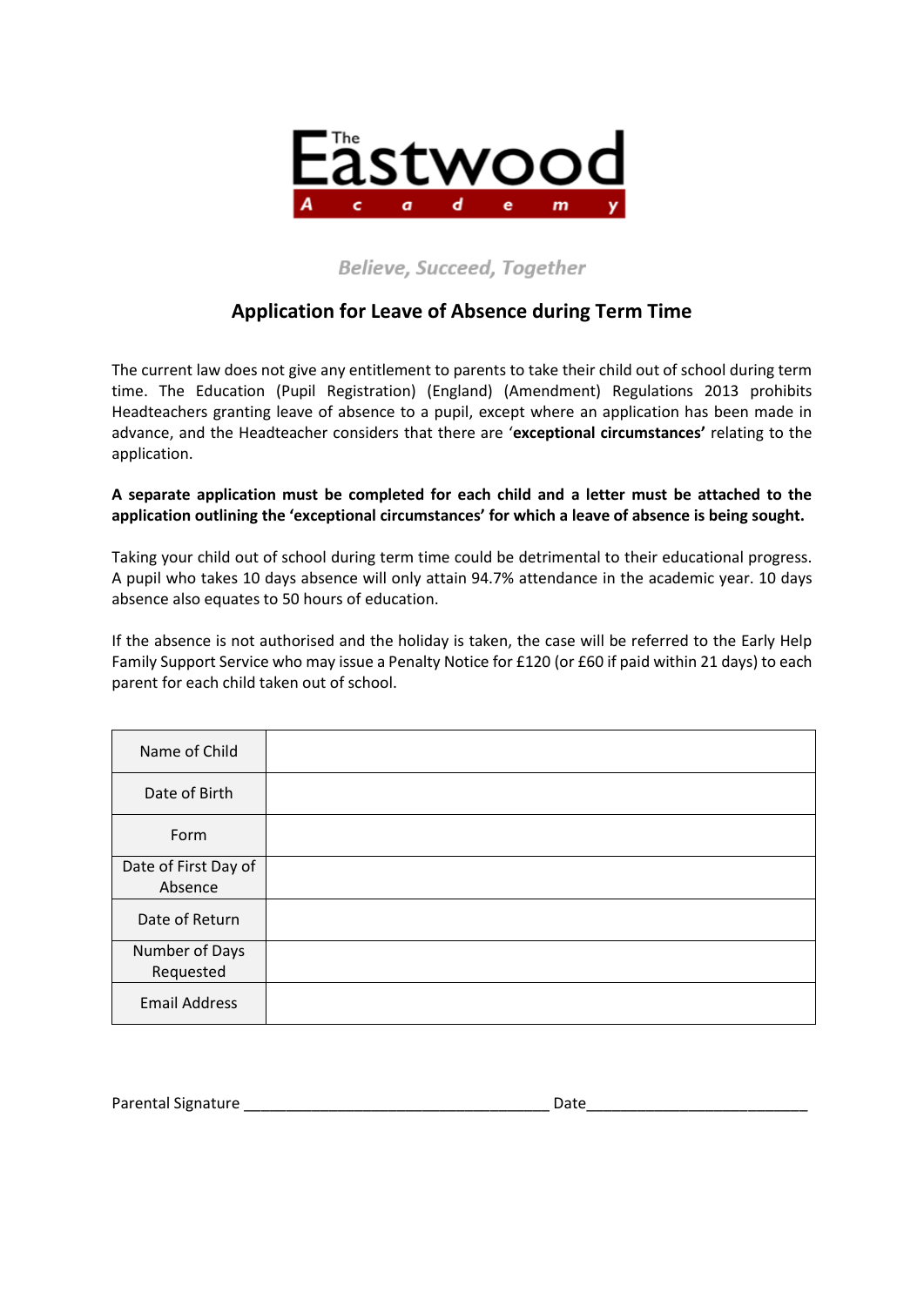The Eastwood Academy

*Believe, Succeed, Together*

## Application for Leave of Absence during Term Time

The current law does not give any entitlement to parents to take their child out of school during term time. The Education (Pupil Registration) (England) (Amendment) Regulations 2013 prohibits Headteachers granting leave of absence to a pupil, except where an application has been made in advance, and the Headteacher considers that there are '**exceptional circumstances'** relating to the application.

**A separate application must be completed for each child and a letter must be attached to the application outlining the 'exceptional circumstances' for which a leave of absence is being sought.**

Taking your child out of school during term time could be detrimental to their educational progress. A pupil who takes 10 days absence will only attain 94.7% attendance in the academic year. 10 days absence also equates to 50 hours of education.

If the absence is not authorised and the holiday is taken, the case will be referred to the Early Help Family Support Service who may issue a Penalty Notice for £120 (or £60 if paid within 21 days) to each parent for each child taken out of school.

| | |
|---|---|
| Name of Child | |
| Date of Birth | |
| Form | |
| Date of First Day of Absence | |
| Date of Return | |
| Number of Days Requested | |
| Email Address | |

Parental Signature ____________________________________ Date___________________________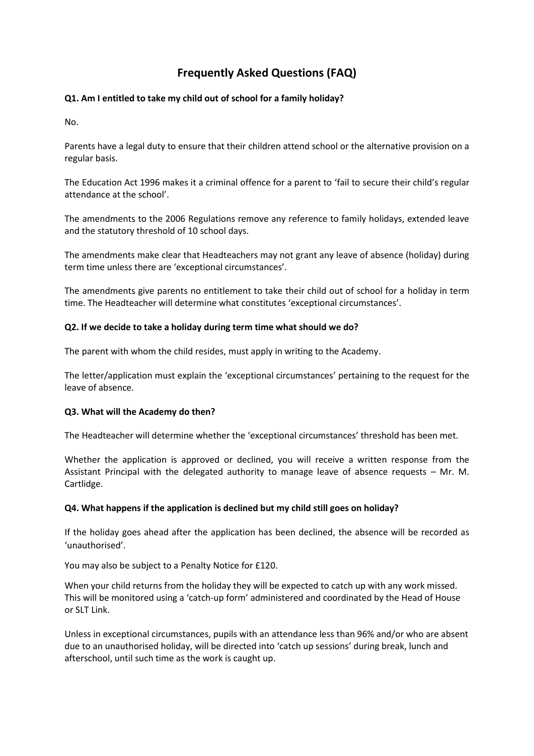# Frequently Asked Questions (FAQ)

**Q1. Am I entitled to take my child out of school for a family holiday?**

No.

Parents have a legal duty to ensure that their children attend school or the alternative provision on a regular basis.

The Education Act 1996 makes it a criminal offence for a parent to 'fail to secure their child's regular attendance at the school'.

The amendments to the 2006 Regulations remove any reference to family holidays, extended leave and the statutory threshold of 10 school days.

The amendments make clear that Headteachers may not grant any leave of absence (holiday) during term time unless there are 'exceptional circumstances'.

The amendments give parents no entitlement to take their child out of school for a holiday in term time. The Headteacher will determine what constitutes 'exceptional circumstances'.

**Q2. If we decide to take a holiday during term time what should we do?**

The parent with whom the child resides, must apply in writing to the Academy.

The letter/application must explain the 'exceptional circumstances' pertaining to the request for the leave of absence.

**Q3. What will the Academy do then?**

The Headteacher will determine whether the 'exceptional circumstances' threshold has been met.

Whether the application is approved or declined, you will receive a written response from the Assistant Principal with the delegated authority to manage leave of absence requests – Mr. M. Cartlidge.

**Q4. What happens if the application is declined but my child still goes on holiday?**

If the holiday goes ahead after the application has been declined, the absence will be recorded as 'unauthorised'.

You may also be subject to a Penalty Notice for £120.

When your child returns from the holiday they will be expected to catch up with any work missed. This will be monitored using a 'catch-up form' administered and coordinated by the Head of House or SLT Link.

Unless in exceptional circumstances, pupils with an attendance less than 96% and/or who are absent due to an unauthorised holiday, will be directed into 'catch up sessions' during break, lunch and afterschool, until such time as the work is caught up.